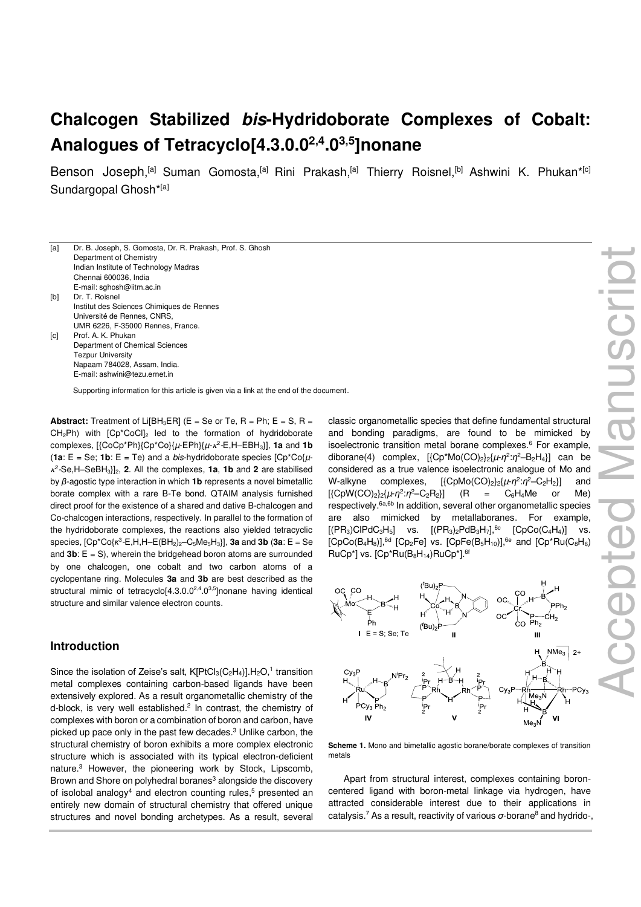# Chalcogen Stabilized *bis*-Hydridoborate Complexes of Cobalt: Analogues of Tetracyclo[4.3.0.0$^{2,4}$.0$^{3,5}$]nonane

Benson Joseph,[a] Suman Gomosta,[a] Rini Prakash,[a] Thierry Roisnel,[b] Ashwini K. Phukan*[c] Sundargopal Ghosh*[a]

[a] Dr. B. Joseph, S. Gomosta, Dr. R. Prakash, Prof. S. Ghosh
Department of Chemistry
Indian Institute of Technology Madras
Chennai 600036, India
E-mail: sghosh@iitm.ac.in

[b] Dr. T. Roisnel
Institut des Sciences Chimiques de Rennes
Université de Rennes, CNRS,
UMR 6226, F-35000 Rennes, France.

[c] Prof. A. K. Phukan
Department of Chemical Sciences
Tezpur University
Napaam 784028, Assam, India.
E-mail: ashwini@tezu.ernet.in

Supporting information for this article is given via a link at the end of the document.

**Abstract:** Treatment of Li[$BH_3ER$] (E = Se or Te, R = Ph; E = S, R = $CH_2Ph$) with [Cp*CoCl]$_2$ led to the formation of hydridoborate complexes, [{CoCp*Ph}{Cp*Co}{μ-EPh}{μ-$\kappa^2$-E,H–$EBH_3$}], **1a** and **1b** (**1a**: E = Se; **1b**: E = Te) and a *bis*-hydridoborate species [Cp*Co{μ-$\kappa^2$-Se,H–$SeBH_3$}]$_2$, **2**. All the complexes, **1a**, **1b** and **2** are stabilised by *β*-agostic type interaction in which **1b** represents a novel bimetallic borate complex with a rare B-Te bond. QTAIM analysis furnished direct proof for the existence of a shared and dative B-chalcogen and Co-chalcogen interactions, respectively. In parallel to the formation of the hydridoborate complexes, the reactions also yielded tetracyclic species, [Cp*Co{$\kappa^3$-E,H,H–E($BH_2$)$_2$–$C_5Me_5H_3$}], **3a** and **3b** (**3a**: E = Se and **3b**: E = S), wherein the bridgehead boron atoms are surrounded by one chalcogen, one cobalt and two carbon atoms of a cyclopentane ring. Molecules **3a** and **3b** are best described as the structural mimic of tetracyclo[4.3.0.0$^{2,4}$.0$^{3,5}$]nonane having identical structure and similar valence electron counts.

## Introduction

Since the isolation of Zeise's salt, K[$PtCl_3(C_2H_4)$].$H_2O$,[1] transition metal complexes containing carbon-based ligands have been extensively explored. As a result organometallic chemistry of the d-block, is very well established.[2] In contrast, the chemistry of complexes with boron or a combination of boron and carbon, have picked up pace only in the past few decades.[3] Unlike carbon, the structural chemistry of boron exhibits a more complex electronic structure which is associated with its typical electron-deficient nature.[3] However, the pioneering work by Stock, Lipscomb, Brown and Shore on polyhedral boranes[3] alongside the discovery of isolobal analogy[4] and electron counting rules,[5] presented an entirely new domain of structural chemistry that offered unique structures and novel bonding archetypes. As a result, several classic organometallic species that define fundamental structural and bonding paradigms, are found to be mimicked by isoelectronic transition metal borane complexes.[6] For example, diborane(4) complex, [{Cp*Mo(CO)$_2$}$_2${μ-$\eta^2$:$\eta^2$–$B_2H_4$}] can be considered as a true valence isoelectronic analogue of Mo and W-alkyne complexes, [{CpMo(CO)$_2$}$_2${μ-$\eta^2$:$\eta^2$–$C_2H_2$}] and [{CpW(CO)$_2$}$_2${μ-$\eta^2$:$\eta^2$–$C_2R_2$}] (R = $C_6H_4Me$ or Me) respectively.[6a,6b] In addition, several other organometallic species are also mimicked by metallaboranes. For example, [($PR_3$)ClPd$C_3H_5$] vs. [($PR_3$)$_2$Pd$B_3H_7$],[6c] [CpCo($C_4H_4$)] vs. [CpCo($B_4H_8$)],[6d] [$Cp_2$Fe] vs. [CpFe($B_5H_{10}$)],[6e] and [Cp*Ru($C_8H_6$)RuCp*] vs. [Cp*Ru($B_8H_{14}$)RuCp*].[6f]

**Scheme 1.** Mono and bimetallic agostic borane/borate complexes of transition metals

Apart from structural interest, complexes containing boron-centered ligand with boron-metal linkage via hydrogen, have attracted considerable interest due to their applications in catalysis.[7] As a result, reactivity of various *σ*-borane[8] and hydrido-,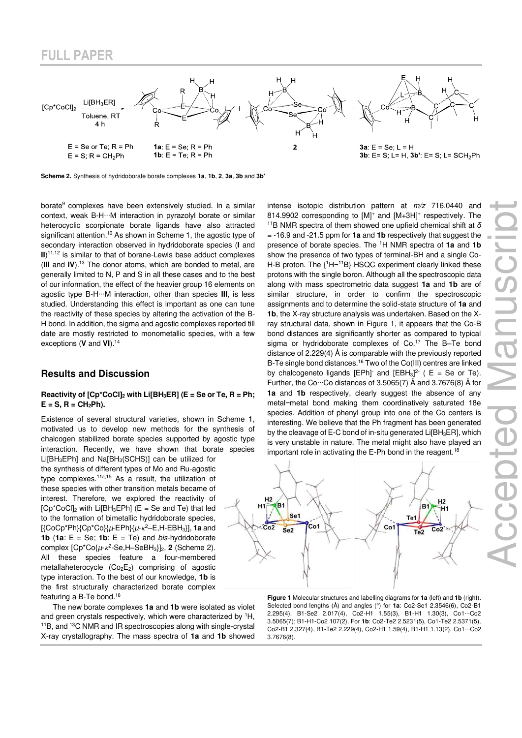Scheme 2. Synthesis of hydridoborate borate complexes **1a**, **1b**, **2**, **3a**, **3b** and **3b'**

borate[9] complexes have been extensively studied. In a similar context, weak B-H···M interaction in pyrazolyl borate or similar heterocyclic scorpionate borate ligands have also attracted significant attention.[10] As shown in Scheme 1, the agostic type of secondary interaction observed in hydridoborate species (**I** and **II**)[11,12] is similar to that of borane-Lewis base adduct complexes (**III** and **IV**).[13] The donor atoms, which are bonded to metal, are generally limited to N, P and S in all these cases and to the best of our information, the effect of the heavier group 16 elements on agostic type B-H···M interaction, other than species **III**, is less studied. Understanding this effect is important as one can tune the reactivity of these species by altering the activation of the B-H bond. In addition, the sigma and agostic complexes reported till date are mostly restricted to monometallic species, with a few exceptions (**V** and **VI**).[14]

## Results and Discussion

### Reactivity of $[Cp^*CoCl]_2$ with $Li[BH_3ER]$ (E = Se or Te, R = Ph; E = S, R = $CH_2Ph$).

Existence of several structural varieties, shown in Scheme 1, motivated us to develop new methods for the synthesis of chalcogen stabilized borate species supported by agostic type interaction. Recently, we have shown that borate species $Li[BH_3EPh]$ and $Na[BH_3(SCHS)]$ can be utilized for the synthesis of different types of Mo and Ru-agostic type complexes.[11a,15] As a result, the utilization of these species with other transition metals became of interest. Therefore, we explored the reactivity of $[Cp^*CoCl]_2$ with $Li[BH_3EPh]$ (E = Se and Te) that led to the formation of bimetallic hydridoborate species, $[\{CoCp^*Ph\}\{Cp^*Co\}\{\mu\text{-}EPh\}\{\mu\text{-}\kappa^2\text{–}E,H\text{-}EBH_3\}]$, **1a** and **1b** (**1a**: E = Se; **1b**: E = Te) and *bis*-hydridoborate complex $[Cp^*Co\{\mu\text{-}\kappa^2\text{-}Se,H\text{–}SeBH_3\}]_2$, **2** (Scheme 2). All these species feature a four-membered metallaheterocycle ($Co_2E_2$) comprising of agostic type interaction. To the best of our knowledge, **1b** is the first structurally characterized borate complex featuring a B-Te bond.[16]

The new borate complexes **1a** and **1b** were isolated as violet and green crystals respectively, which were characterized by $^1$H, $^{11}$B, and $^{13}$C NMR and IR spectroscopies along with single-crystal X-ray crystallography. The mass spectra of **1a** and **1b** showed intense isotopic distribution pattern at *m/z* 716.0440 and 814.9902 corresponding to $[M]^+$ and $[M+3H]^+$ respectively. The $^{11}$B NMR spectra of them showed one upfield chemical shift at $\delta$ = -16.9 and -21.5 ppm for **1a** and **1b** respectively that suggest the presence of borate species. The $^1$H NMR spectra of **1a** and **1b** show the presence of two types of terminal-BH and a single Co-H-B proton. The $\{^1H-^{11}B\}$ HSQC experiment clearly linked these protons with the single boron. Although all the spectroscopic data along with mass spectrometric data suggest **1a** and **1b** are of similar structure, in order to confirm the spectroscopic assignments and to determine the solid-state structure of **1a** and **1b**, the X-ray structure analysis was undertaken. Based on the X-ray structural data, shown in Figure 1, it appears that the Co-B bond distances are significantly shorter as compared to typical sigma or hydridoborate complexes of Co.[17] The B–Te bond distance of 2.229(4) Å is comparable with the previously reported B-Te single bond distances.[16] Two of the Co(III) centres are linked by chalcogeneto ligands $[EPh]^-$ and $[EBH_3]^{2-}$ ( E = Se or Te). Further, the Co···Co distances of 3.5065(7) Å and 3.7676(8) Å for **1a** and **1b** respectively, clearly suggest the absence of any metal−metal bond making them coordinatively saturated 18e species. Addition of phenyl group into one of the Co centers is interesting. We believe that the Ph fragment has been generated by the cleavage of E-C bond of in-situ generated $Li[BH_3ER]$, which is very unstable in nature. The metal might also have played an important role in activating the E-Ph bond in the reagent.[18]

**Figure 1** Molecular structures and labelling diagrams for **1a** (left) and **1b** (right). Selected bond lengths (Å) and angles (°) for **1a**: Co2-Se1 2.3546(6), Co2-B1 2.295(4), B1-Se2 2.017(4), Co2-H1 1.55(3), B1-H1 1.30(3), Co1···Co2 3.5065(7); B1-H1-Co2 107(2), For **1b**: Co2-Te2 2.5231(5), Co1-Te2 2.5371(5), Co2-B1 2.327(4), B1-Te2 2.229(4), Co2-H1 1.59(4), B1-H1 1.13(2), Co1···Co2 3.7676(8).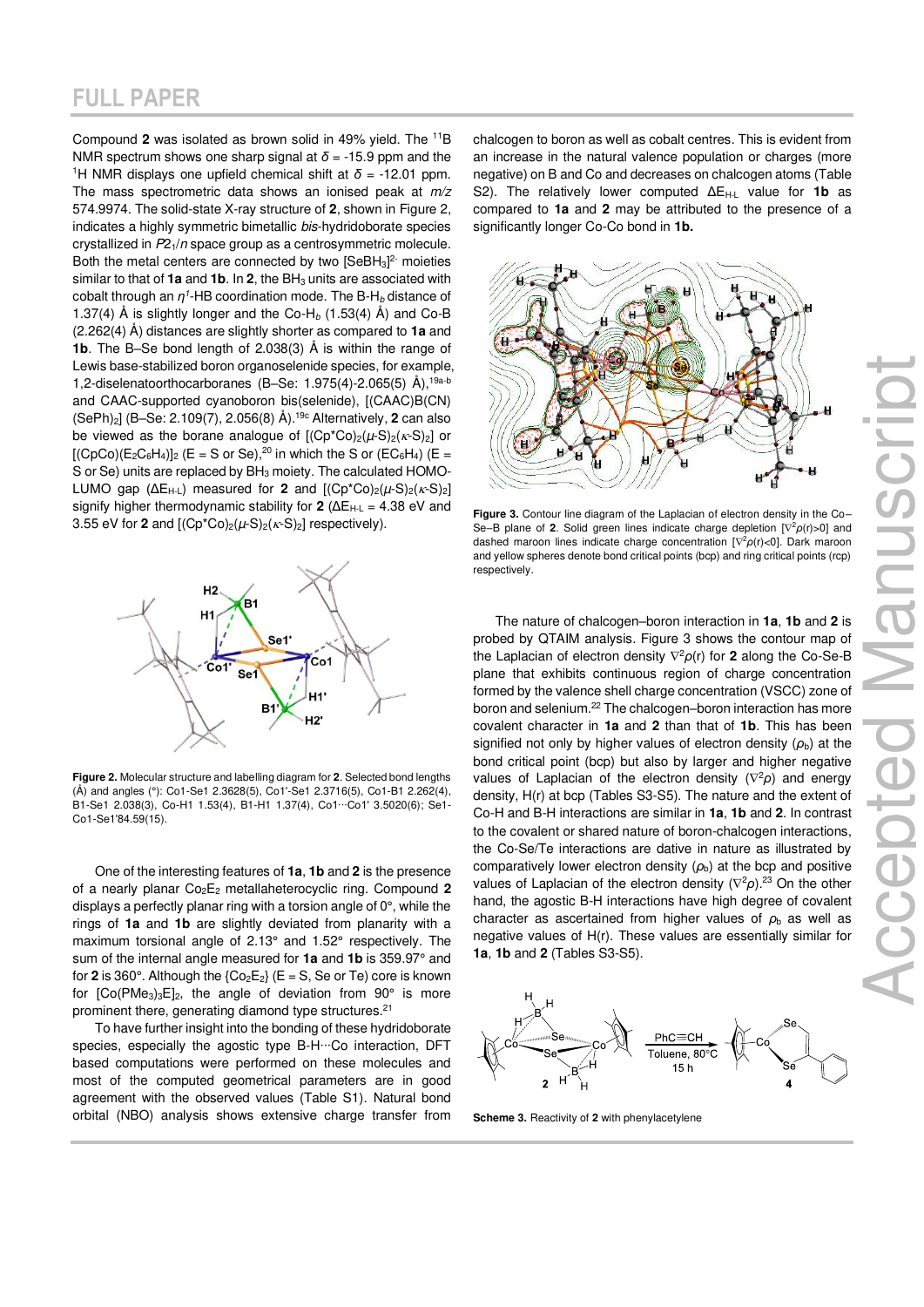Compound **2** was isolated as brown solid in 49% yield. The $^{11}B$ NMR spectrum shows one sharp signal at $\delta$ = -15.9 ppm and the $^{1}H$ NMR displays one upfield chemical shift at $\delta$ = -12.01 ppm. The mass spectrometric data shows an ionised peak at *m/z* 574.9974. The solid-state X-ray structure of **2**, shown in Figure 2, indicates a highly symmetric bimetallic *bis*-hydridoborate species crystallized in $P2_1/n$ space group as a centrosymmetric molecule. Both the metal centers are connected by two $[SeBH_3]^{2-}$ moieties similar to that of **1a** and **1b**. In **2**, the $BH_3$ units are associated with cobalt through an $\eta^1$-HB coordination mode. The B-$H_b$ distance of 1.37(4) Å is slightly longer and the Co-$H_b$ (1.53(4) Å) and Co-B (2.262(4) Å) distances are slightly shorter as compared to **1a** and **1b**. The B–Se bond length of 2.038(3) Å is within the range of Lewis base-stabilized boron organoselenide species, for example, 1,2-diselenatoorthocarboranes (B–Se: 1.975(4)-2.065(5) Å),[19a-b] and CAAC-supported cyanoboron bis(selenide), [(CAAC)B(CN)(SePh)$_2$] (B–Se: 2.109(7), 2.056(8) Å).[19c] Alternatively, **2** can also be viewed as the borane analogue of $[(Cp^*Co)_2(\mu\text{-}S)_2(\kappa\text{-}S)_2]$ or $[(CpCo)(E_2C_6H_4)]_2$ (E = S or Se),[20] in which the S or ($EC_6H_4$) (E = S or Se) units are replaced by $BH_3$ moiety. The calculated HOMO-LUMO gap ($\Delta E_{H\text{-}L}$) measured for **2** and $[(Cp^*Co)_2(\mu\text{-}S)_2(\kappa\text{-}S)_2]$ signify higher thermodynamic stability for **2** ($\Delta E_{H\text{-}L}$ = 4.38 eV and 3.55 eV for **2** and $[(Cp^*Co)_2(\mu\text{-}S)_2(\kappa\text{-}S)_2]$ respectively).

**Figure 2.** Molecular structure and labelling diagram for **2**. Selected bond lengths (Å) and angles (°): Co1-Se1 2.3628(5), Co1'-Se1 2.3716(5), Co1-B1 2.262(4), B1-Se1 2.038(3), Co-H1 1.53(4), B1-H1 1.37(4), Co1···Co1' 3.5020(6); Se1-Co1-Se1'84.59(15).

One of the interesting features of **1a**, **1b** and **2** is the presence of a nearly planar $Co_2E_2$ metallaheterocyclic ring. Compound **2** displays a perfectly planar ring with a torsion angle of 0°, while the rings of **1a** and **1b** are slightly deviated from planarity with a maximum torsional angle of 2.13° and 1.52° respectively. The sum of the internal angle measured for **1a** and **1b** is 359.97° and for **2** is 360°. Although the $\{Co_2E_2\}$ (E = S, Se or Te) core is known for $[Co(PMe_3)_3E]_2$, the angle of deviation from 90° is more prominent there, generating diamond type structures.[21]

To have further insight into the bonding of these hydridoborate species, especially the agostic type B-H···Co interaction, DFT based computations were performed on these molecules and most of the computed geometrical parameters are in good agreement with the observed values (Table S1). Natural bond orbital (NBO) analysis shows extensive charge transfer from chalcogen to boron as well as cobalt centres. This is evident from an increase in the natural valence population or charges (more negative) on B and Co and decreases on chalcogen atoms (Table S2). The relatively lower computed $\Delta E_{H\text{-}L}$ value for **1b** as compared to **1a** and **2** may be attributed to the presence of a significantly longer Co-Co bond in **1b.**

**Figure 3.** Contour line diagram of the Laplacian of electron density in the Co–Se–B plane of **2**. Solid green lines indicate charge depletion [$\nabla^2\rho(r)>0$] and dashed maroon lines indicate charge concentration [$\nabla^2\rho(r)<0$]. Dark maroon and yellow spheres denote bond critical points (bcp) and ring critical points (rcp) respectively.

The nature of chalcogen–boron interaction in **1a**, **1b** and **2** is probed by QTAIM analysis. Figure 3 shows the contour map of the Laplacian of electron density $\nabla^2\rho(r)$ for **2** along the Co-Se-B plane that exhibits continuous region of charge concentration formed by the valence shell charge concentration (VSCC) zone of boron and selenium.[22] The chalcogen–boron interaction has more covalent character in **1a** and **2** than that of **1b**. This has been signified not only by higher values of electron density ($\rho_b$) at the bond critical point (bcp) but also by larger and higher negative values of Laplacian of the electron density ($\nabla^2\rho$) and energy density, H(r) at bcp (Tables S3-S5). The nature and the extent of Co-H and B-H interactions are similar in **1a**, **1b** and **2**. In contrast to the covalent or shared nature of boron-chalcogen interactions, the Co-Se/Te interactions are dative in nature as illustrated by comparatively lower electron density ($\rho_b$) at the bcp and positive values of Laplacian of the electron density ($\nabla^2\rho$).[23] On the other hand, the agostic B-H interactions have high degree of covalent character as ascertained from higher values of $\rho_b$ as well as negative values of H(r). These values are essentially similar for **1a**, **1b** and **2** (Tables S3-S5).

**Scheme 3.** Reactivity of **2** with phenylacetylene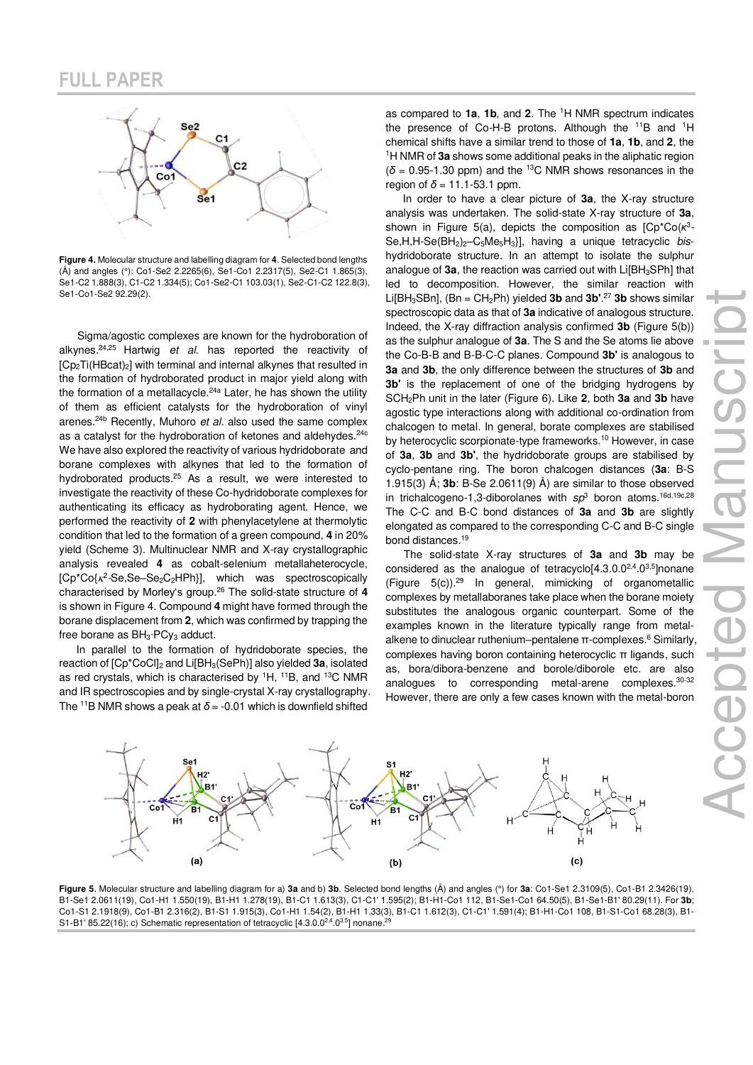**Figure 4.** Molecular structure and labelling diagram for **4**. Selected bond lengths (Å) and angles (°): Co1-Se2 2.2265(6), Se1-Co1 2.2317(5), Se2-C1 1.865(3), Se1-C2 1.888(3), C1-C2 1.334(5); Co1-Se2-C1 103.03(1), Se2-C1-C2 122.8(3), Se1-Co1-Se2 92.29(2).

Sigma/agostic complexes are known for the hydroboration of alkynes.[24,25] Hartwig *et al.* has reported the reactivity of $[Cp_2Ti(HBcat)_2]$ with terminal and internal alkynes that resulted in the formation of hydroborated product in major yield along with the formation of a metallacycle.[24a] Later, he has shown the utility of them as efficient catalysts for the hydroboration of vinyl arenes.[24b] Recently, Muhoro *et al.* also used the same complex as a catalyst for the hydroboration of ketones and aldehydes.[24c] We have also explored the reactivity of various hydridoborate and borane complexes with alkynes that led to the formation of hydroborated products.[25] As a result, we were interested to investigate the reactivity of these Co-hydridoborate complexes for authenticating its efficacy as hydroborating agent. Hence, we performed the reactivity of **2** with phenylacetylene at thermolytic condition that led to the formation of a green compound, **4** in 20% yield (Scheme 3). Multinuclear NMR and X-ray crystallographic analysis revealed **4** as cobalt-selenium metallaheterocycle, $[Cp^*Co\{\kappa^2\text{-Se,Se–}Se_2C_2HPh\}]$, which was spectroscopically characterised by Morley's group.[26] The solid-state structure of **4** is shown in Figure 4. Compound **4** might have formed through the borane displacement from **2**, which was confirmed by trapping the free borane as $BH_3{\cdot}PCy_3$ adduct.

In parallel to the formation of hydridoborate species, the reaction of $[Cp^*CoCl]_2$ and $Li[BH_3(SePh)]$ also yielded **3a**, isolated as red crystals, which is characterised by $^1H$, $^{11}B$, and $^{13}C$ NMR and IR spectroscopies and by single-crystal X-ray crystallography. The $^{11}B$ NMR shows a peak at $\delta$ = -0.01 which is downfield shifted as compared to **1a**, **1b**, and **2**. The $^1H$ NMR spectrum indicates the presence of Co-H-B protons. Although the $^{11}B$ and $^1H$ chemical shifts have a similar trend to those of **1a**, **1b**, and **2**, the $^1H$ NMR of **3a** shows some additional peaks in the aliphatic region ($\delta$ = 0.95-1.30 ppm) and the $^{13}C$ NMR shows resonances in the region of $\delta$ = 11.1-53.1 ppm.

In order to have a clear picture of **3a**, the X-ray structure analysis was undertaken. The solid-state X-ray structure of **3a**, shown in Figure 5(a), depicts the composition as $[Cp^*Co(\kappa^3\text{-Se,H,H-Se}(BH_2)_2\text{–}C_5Me_5H_3)]$, having a unique tetracyclic *bis*-hydridoborate structure. In an attempt to isolate the sulphur analogue of **3a**, the reaction was carried out with $Li[BH_3SPh]$ that led to decomposition. However, the similar reaction with $Li[BH_3SBn]$, (Bn = $CH_2Ph$) yielded **3b** and **3b'**.[27] **3b** shows similar spectroscopic data as that of **3a** indicative of analogous structure. Indeed, the X-ray diffraction analysis confirmed **3b** (Figure 5(b)) as the sulphur analogue of **3a**. The S and the Se atoms lie above the Co-B-B and B-B-C-C planes. Compound **3b'** is analogous to **3a** and **3b**, the only difference between the structures of **3b** and **3b'** is the replacement of one of the bridging hydrogens by $SCH_2Ph$ unit in the later (Figure 6). Like **2**, both **3a** and **3b** have agostic type interactions along with additional co-ordination from chalcogen to metal. In general, borate complexes are stabilised by heterocyclic scorpionate-type frameworks.[10] However, in case of **3a**, **3b** and **3b'**, the hydridoborate groups are stabilised by cyclo-pentane ring. The boron chalcogen distances (**3a**: B-S 1.915(3) Å; **3b**: B-Se 2.0611(9) Å) are similar to those observed in trichalcogeno-1,3-diborolanes with $sp^3$ boron atoms.[16d,19c,28] The C-C and B-C bond distances of **3a** and **3b** are slightly elongated as compared to the corresponding C-C and B-C single bond distances.[19]

The solid-state X-ray structures of **3a** and **3b** may be considered as the analogue of tetracyclo$[4.3.0.0^{2,4}.0^{3,5}]$nonane (Figure 5(c)).[29] In general, mimicking of organometallic complexes by metallaboranes take place when the borane moiety substitutes the analogous organic counterpart. Some of the examples known in the literature typically range from metal-alkene to dinuclear ruthenium–pentalene π-complexes.[6] Similarly, complexes having boron containing heterocyclic π ligands, such as, bora/dibora-benzene and borole/diborole etc. are also analogues to corresponding metal-arene complexes.[30-32] However, there are only a few cases known with the metal-boron

**Figure 5**. Molecular structure and labelling diagram for a) **3a** and b) **3b**. Selected bond lengths (Å) and angles (°) for **3a**: Co1-Se1 2.3109(5), Co1-B1 2.3426(19), B1-Se1 2.0611(19), Co1-H1 1.550(19), B1-H1 1.278(19), B1-C1 1.613(3), C1-C1' 1.595(2); B1-H1-Co1 112, B1-Se1-Co1 64.50(5), B1-Se1-B1' 80.29(11). For **3b**; Co1-S1 2.1918(9), Co1-B1 2.316(2), B1-S1 1.915(3), Co1-H1 1.54(2), B1-H1 1.33(3), B1-C1 1.612(3), C1-C1' 1.591(4); B1-H1-Co1 108, B1-S1-Co1 68.28(3), B1-S1-B1' 85.22(16); c) Schematic representation of tetracyclic $[4.3.0.0^{2,4}.0^{3,5}]$ nonane.[29]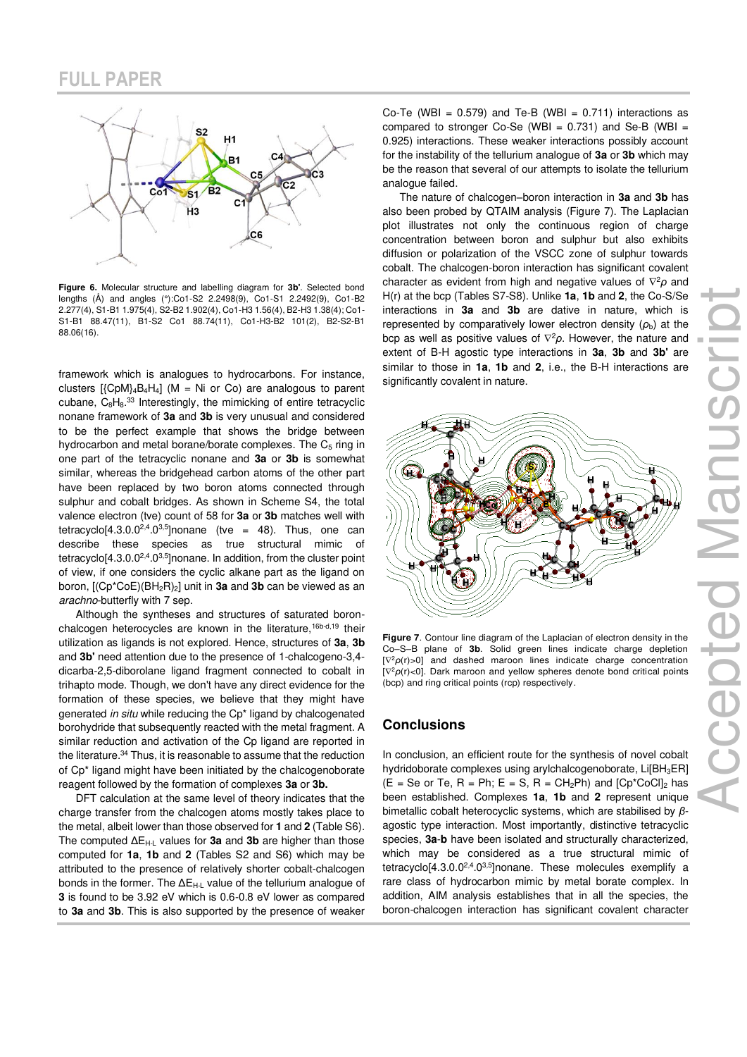**Figure 6.** Molecular structure and labelling diagram for **3b'**. Selected bond lengths (Å) and angles (°):Co1-S2 2.2498(9), Co1-S1 2.2492(9), Co1-B2 2.277(4), S1-B1 1.975(4), S2-B2 1.902(4), Co1-H3 1.56(4), B2-H3 1.38(4); Co1-S1-B1 88.47(11), B1-S2 Co1 88.74(11), Co1-H3-B2 101(2), B2-S2-B1 88.06(16).

framework which is analogues to hydrocarbons. For instance, clusters $[\{CpM\}_4B_4H_4]$ (M = Ni or Co) are analogous to parent cubane, $C_8H_8$.[33] Interestingly, the mimicking of entire tetracyclic nonane framework of **3a** and **3b** is very unusual and considered to be the perfect example that shows the bridge between hydrocarbon and metal borane/borate complexes. The $C_5$ ring in one part of the tetracyclic nonane and **3a** or **3b** is somewhat similar, whereas the bridgehead carbon atoms of the other part have been replaced by two boron atoms connected through sulphur and cobalt bridges. As shown in Scheme S4, the total valence electron (tve) count of 58 for **3a** or **3b** matches well with tetracyclo[4.3.0.0$^{2,4}$.0$^{3,5}$]nonane (tve = 48). Thus, one can describe these species as true structural mimic of tetracyclo[4.3.0.0$^{2,4}$.0$^{3,5}$]nonane. In addition, from the cluster point of view, if one considers the cyclic alkane part as the ligand on boron, $[(Cp^*CoE)(BH_2R)_2]$ unit in **3a** and **3b** can be viewed as an *arachno*-butterfly with 7 sep.

Although the syntheses and structures of saturated boron-chalcogen heterocycles are known in the literature,[16b-d,19] their utilization as ligands is not explored. Hence, structures of **3a**, **3b** and **3b'** need attention due to the presence of 1-chalcogeno-3,4-dicarba-2,5-diborolane ligand fragment connected to cobalt in trihapto mode. Though, we don't have any direct evidence for the formation of these species, we believe that they might have generated *in situ* while reducing the Cp* ligand by chalcogenated borohydride that subsequently reacted with the metal fragment. A similar reduction and activation of the Cp ligand are reported in the literature.[34] Thus, it is reasonable to assume that the reduction of Cp* ligand might have been initiated by the chalcogenoborate reagent followed by the formation of complexes **3a** or **3b.**

DFT calculation at the same level of theory indicates that the charge transfer from the chalcogen atoms mostly takes place to the metal, albeit lower than those observed for **1** and **2** (Table S6). The computed $\Delta E_{H\text{-}L}$ values for **3a** and **3b** are higher than those computed for **1a**, **1b** and **2** (Tables S2 and S6) which may be attributed to the presence of relatively shorter cobalt-chalcogen bonds in the former. The $\Delta E_{H\text{-}L}$ value of the tellurium analogue of **3** is found to be 3.92 eV which is 0.6-0.8 eV lower as compared to **3a** and **3b**. This is also supported by the presence of weaker Co-Te (WBI = 0.579) and Te-B (WBI = 0.711) interactions as compared to stronger Co-Se (WBI = 0.731) and Se-B (WBI = 0.925) interactions. These weaker interactions possibly account for the instability of the tellurium analogue of **3a** or **3b** which may be the reason that several of our attempts to isolate the tellurium analogue failed.

The nature of chalcogen–boron interaction in **3a** and **3b** has also been probed by QTAIM analysis (Figure 7). The Laplacian plot illustrates not only the continuous region of charge concentration between boron and sulphur but also exhibits diffusion or polarization of the VSCC zone of sulphur towards cobalt. The chalcogen-boron interaction has significant covalent character as evident from high and negative values of $\nabla^2\rho$ and H(r) at the bcp (Tables S7-S8). Unlike **1a**, **1b** and **2**, the Co-S/Se interactions in **3a** and **3b** are dative in nature, which is represented by comparatively lower electron density ($\rho_b$) at the bcp as well as positive values of $\nabla^2\rho$. However, the nature and extent of B-H agostic type interactions in **3a**, **3b** and **3b'** are similar to those in **1a**, **1b** and **2**, i.e., the B-H interactions are significantly covalent in nature.

**Figure 7**. Contour line diagram of the Laplacian of electron density in the Co–S–B plane of **3b**. Solid green lines indicate charge depletion [$\nabla^2\rho(r)>0$] and dashed maroon lines indicate charge concentration [$\nabla^2\rho(r)<0$]. Dark maroon and yellow spheres denote bond critical points (bcp) and ring critical points (rcp) respectively.

## Conclusions

In conclusion, an efficient route for the synthesis of novel cobalt hydridoborate complexes using arylchalcogenoborate, $Li[BH_3ER]$ (E = Se or Te, R = Ph; E = S, R = $CH_2Ph$) and $[Cp^*CoCl]_2$ has been established. Complexes **1a**, **1b** and **2** represent unique bimetallic cobalt heterocyclic systems, which are stabilised by *β*-agostic type interaction. Most importantly, distinctive tetracyclic species, **3a**-**b** have been isolated and structurally characterized, which may be considered as a true structural mimic of tetracyclo[4.3.0.0$^{2,4}$.0$^{3,5}$]nonane. These molecules exemplify a rare class of hydrocarbon mimic by metal borate complex. In addition, AIM analysis establishes that in all the species, the boron-chalcogen interaction has significant covalent character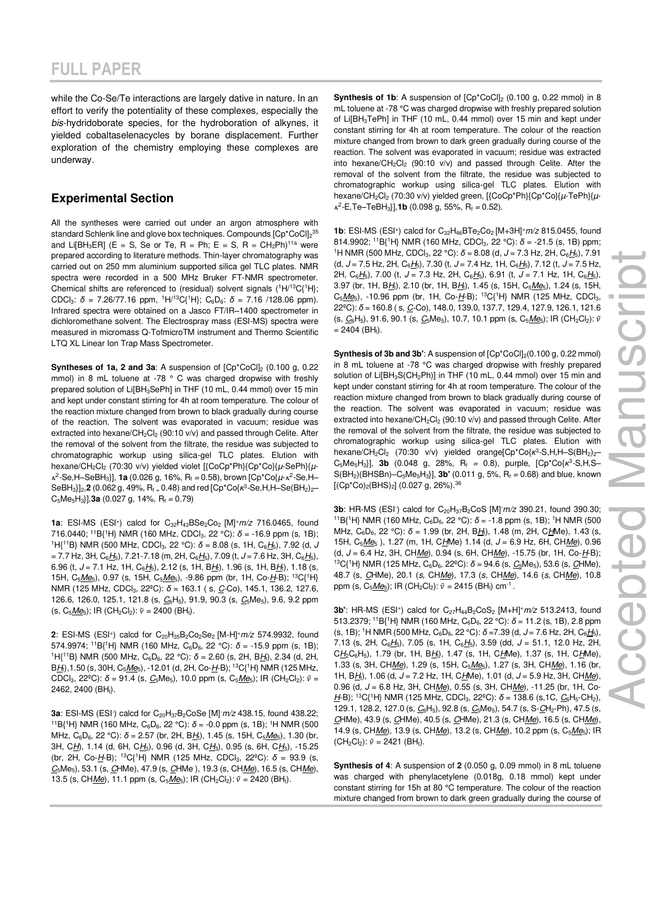while the Co-Se/Te interactions are largely dative in nature. In an effort to verify the potentiality of these complexes, especially the *bis*-hydridoborate species, for the hydroboration of alkynes, it yielded cobaltaselenacycles by borane displacement. Further exploration of the chemistry employing these complexes are underway.

## Experimental Section

All the syntheses were carried out under an argon atmosphere with standard Schlenk line and glove box techniques. Compounds $[Cp^*CoCl]_2$[35] and $Li[BH_3ER]$ (E = S, Se or Te, R = Ph; E = S, R = $CH_2Ph$)[11a] were prepared according to literature methods. Thin-layer chromatography was carried out on 250 mm aluminium supported silica gel TLC plates. NMR spectra were recorded in a 500 MHz Bruker FT-NMR spectrometer. Chemical shifts are referenced to (residual) solvent signals ($^1H/^{13}C\{^1H\}$; $CDCl_3$: $\delta$ = 7.26/77.16 ppm, $^1H/^{13}C\{^1H\}$; $C_6D_6$: $\delta$ = 7.16 /128.06 ppm). Infrared spectra were obtained on a Jasco FT/IR–1400 spectrometer in dichloromethane solvent. The Electrospray mass (ESI-MS) spectra were measured in micromass Q-TofmicroTM instrument and Thermo Scientific LTQ XL Linear Ion Trap Mass Spectrometer.

**Syntheses of 1a, 2 and 3a**: A suspension of $[Cp^*CoCl]_2$ (0.100 g, 0.22 mmol) in 8 mL toluene at -78 ° C was charged dropwise with freshly prepared solution of $Li[BH_3SePh]$ in THF (10 mL, 0.44 mmol) over 15 min and kept under constant stirring for 4h at room temperature. The colour of the reaction mixture changed from brown to black gradually during course of the reaction. The solvent was evaporated in vacuum; residue was extracted into hexane/$CH_2Cl_2$ (90:10 v/v) and passed through Celite. After the removal of the solvent from the filtrate, the residue was subjected to chromatographic workup using silica-gel TLC plates. Elution with hexane/$CH_2Cl_2$ (70:30 v/v) yielded violet $[\{CoCp^*Ph\}\{Cp^*Co\}\{\mu\text{-SePh}\}\{\mu\text{-}\kappa^2\text{-Se,H–SeBH}_3\}]$, **1a** (0.026 g, 16%, $R_f$ = 0.58), brown $[Cp^*Co\{\mu\text{-}\kappa^2\text{-Se,H–SeBH}_3\}]_2$,**2** (0.062 g, 49%, $R_f$ = 0.48) and red $[Cp^*Co\{\kappa^3\text{-Se,H,H–Se(BH}_2)_2\text{–C}_5Me_5H_3\}]$,**3a** (0.027 g, 14%, $R_f$ = 0.79)

**1a**: ESI-MS (ESI+) calcd for $C_{32}H_{43}BSe_2Co_2$ $[M]^+$ *m/z* 716.0465, found 716.0440; $^{11}B\{^1H\}$ NMR (160 MHz, $CDCl_3$, 22 °C): $\delta$ = -16.9 ppm (s, 1B); $^1H\{^{11}B\}$ NMR (500 MHz, $CDCl_3$, 22 °C): $\delta$ = 8.08 (s, 1H, $C_6\underline{H}_5$), 7.92 (d, *J* = 7.7 Hz, 3H, $C_6\underline{H}_5$), 7.21-7.18 (m, 2H, $C_6\underline{H}_5$), 7.09 (t, *J* = 7.6 Hz, 3H, $C_6\underline{H}_5$), 6.96 (t, *J* = 7.1 Hz, 1H, $C_6\underline{H}_5$), 2.12 (s, 1H, $B\underline{H}_t$), 1.96 (s, 1H, $B\underline{H}_t$), 1.18 (s, 15H, $C_5\underline{Me}_5$), 0.97 (s, 15H, $C_5\underline{Me}_5$), -9.86 ppm (br, 1H, Co-$\underline{H}$-B); $^{13}C\{^1H\}$ NMR (125 MHz, $CDCl_3$, 22ºC): $\delta$ = 163.1 ( s, $\underline{C}$-Co), 145.1, 136.2, 127.6, 126.6, 126.0, 125.1, 121.8 (s, $\underline{C}_6H_5$), 91.9, 90.3 (s, $\underline{C}_5Me_5$), 9.6, 9.2 ppm (s, $C_5\underline{Me}_5$); IR ($CH_2Cl_2$): $\tilde{\nu}$ = 2400 ($BH_t$).

**2**: ESI-MS (ESI+) calcd for $C_{20}H_{35}B_2Co_2Se_2$ $[M\text{-}H]^+$ *m/z* 574.9932, found 574.9974; $^{11}B\{^1H\}$ NMR (160 MHz, $C_6D_6$, 22 °C): $\delta$ = -15.9 ppm (s, 1B); $^1H\{^{11}B\}$ NMR (500 MHz, $C_6D_6$, 22 °C): $\delta$ = 2.60 (s, 2H, $B\underline{H}_t$), 2.34 (d, 2H, $B\underline{H}_t$),1.50 (s, 30H, $C_5\underline{Me}_5$), -12.01 (d, 2H, Co-$\underline{H}$-B); $^{13}C\{^1H\}$ NMR (125 MHz, $CDCl_3$, 22ºC): $\delta$ = 91.4 (s, $\underline{C}_5Me_5$), 10.0 ppm (s, $C_5\underline{Me}_5$); IR ($CH_2Cl_2$): $\tilde{\nu}$ = 2462, 2400 ($BH_t$).

**3a**: ESI-MS (ESI-) calcd for $C_{20}H_{37}B_2CoSe$ $[M]^-$ *m/z* 438.15, found 438.22; $^{11}B\{^1H\}$ NMR (160 MHz, $C_6D_6$, 22 °C): $\delta$ = -0.0 ppm (s, 1B); $^1H$ NMR (500 MHz, $C_6D_6$, 22 °C): $\delta$ = 2.57 (br, 2H, $B\underline{H}_t$), 1.45 (s, 15H, $C_5\underline{Me}_5$), 1.30 (br, 3H, $C\underline{H}$), 1.14 (d, 6H, $C\underline{H}_3$), 0.96 (d, 3H, $C\underline{H}_3$), 0.95 (s, 6H, $C\underline{H}_3$), -15.25 (br, 2H, Co-$\underline{H}$-B); $^{13}C\{^1H\}$ NMR (125 MHz, $CDCl_3$, 22ºC): $\delta$ = 93.9 (s, $\underline{C}_5Me_5$), 53.1 (s, $\underline{C}$HMe), 47.9 (s, $\underline{C}$HMe ), 19.3 (s, CH$\underline{Me}$), 16.5 (s, CH$\underline{Me}$), 13.5 (s, CH$\underline{Me}$), 11.1 ppm (s, $C_5\underline{Me}_5$); IR ($CH_2Cl_2$): $\tilde{\nu}$ = 2420 ($BH_t$).

**Synthesis of 1b**: A suspension of $[Cp^*CoCl]_2$ (0.100 g, 0.22 mmol) in 8 mL toluene at -78 °C was charged dropwise with freshly prepared solution of $Li[BH_3TePh]$ in THF (10 mL, 0.44 mmol) over 15 min and kept under constant stirring for 4h at room temperature. The colour of the reaction mixture changed from brown to dark green gradually during course of the reaction. The solvent was evaporated in vacuum; residue was extracted into hexane/$CH_2Cl_2$ (90:10 v/v) and passed through Celite. After the removal of the solvent from the filtrate, the residue was subjected to chromatographic workup using silica-gel TLC plates. Elution with hexane/$CH_2Cl_2$ (70:30 v/v) yielded green, $[\{CoCp^*Ph\}\{Cp^*Co\}\{\mu\text{-TePh}\}\{\mu\text{-}\kappa^2\text{-E,Te–TeBH}_3\}]$,**1b** (0.098 g, 55%, $R_f$ = 0.52).

**1b**: ESI-MS (ESI+) calcd for $C_{32}H_{46}BTe_2Co_2$ $[M+3H]^+$ *m/z* 815.0455, found 814.9902; $^{11}B\{^1H\}$ NMR (160 MHz, $CDCl_3$, 22 °C): $\delta$ = -21.5 (s, 1B) ppm; $^1H$ NMR (500 MHz, $CDCl_3$, 22 °C): $\delta$ = 8.08 (d, *J* = 7.3 Hz, 2H, $C_6\underline{H}_5$), 7.91 (d, *J* = 7.5 Hz, 2H, $C_6\underline{H}_5$), 7.30 (t, *J* = 7.4 Hz, 1H, $C_6\underline{H}_5$), 7.12 (t, *J* = 7.5 Hz, 2H, $C_6\underline{H}_5$), 7.00 (t, *J* = 7.3 Hz, 2H, $C_6\underline{H}_5$), 6.91 (t, *J* = 7.1 Hz, 1H, $C_6\underline{H}_5$), 3.97 (br, 1H, $B\underline{H}_t$), 2.10 (br, 1H, $B\underline{H}_t$), 1.45 (s, 15H, $C_5\underline{Me}_5$), 1.24 (s, 15H, $C_5\underline{Me}_5$), -10.96 ppm (br, 1H, Co-$\underline{H}$-B); $^{13}C\{^1H\}$ NMR (125 MHz, $CDCl_3$, 22ºC): $\delta$ = 160.8 ( s, $\underline{C}$-Co), 148.0, 139.0, 137.7, 129.4, 127.9, 126.1, 121.6 (s, $\underline{C}_6H_5$), 91.6, 90.1 (s, $\underline{C}_5Me_5$), 10.7, 10.1 ppm (s, $C_5\underline{Me}_5$); IR ($CH_2Cl_2$): $\tilde{\nu}$ = 2404 ($BH_t$).

**Synthesis of 3b and 3b'**: A suspension of $[Cp^*CoCl]_2$(0.100 g, 0.22 mmol) in 8 mL toluene at -78 °C was charged dropwise with freshly prepared solution of $Li[BH_3S(CH_2Ph)]$ in THF (10 mL, 0.44 mmol) over 15 min and kept under constant stirring for 4h at room temperature. The colour of the reaction mixture changed from brown to black gradually during course of the reaction. The solvent was evaporated in vacuum; residue was extracted into hexane/$CH_2Cl_2$ (90:10 v/v) and passed through Celite. After the removal of the solvent from the filtrate, the residue was subjected to chromatographic workup using silica-gel TLC plates. Elution with hexane/$CH_2Cl_2$ (70:30 v/v) yielded orange$[Cp^*Co\{\kappa^3\text{-S,H,H–S(BH}_2)_2\text{–C}_5Me_5H_3\}]$, **3b** (0.048 g, 28%, $R_f$ = 0.8), purple, $[Cp^*Co\{\kappa^3\text{-S,H,S–S(BH}_2)(BHSBn)\text{–C}_5Me_5H_3\}]$, **3b'** (0.011 g, 5%, $R_f$ = 0.68) and blue, known $[(Cp^*Co)_2(BHS)_2]$ (0.027 g, 26%).[36]

**3b**: HR-MS (ESI-) calcd for $C_{20}H_{37}B_2CoS$ $[M]^-$ *m/z* 390.21, found 390.30; $^{11}B\{^1H\}$ NMR (160 MHz, $C_6D_6$, 22 °C): $\delta$ = -1.8 ppm (s, 1B); $^1H$ NMR (500 MHz, $C_6D_6$, 22 °C): $\delta$ = 1.99 (br, 2H, $B\underline{H}_t$), 1.48 (m, 2H, $C\underline{H}$Me), 1.43 (s, 15H, $C_5\underline{Me}_5$ ), 1.27 (m, 1H, $C\underline{H}$Me) 1.14 (d, *J* = 6.9 Hz, 6H, CH$\underline{Me}$), 0.96 (d, *J* = 6.4 Hz, 3H, CH$\underline{Me}$), 0.95 (s, 6H, CH$\underline{Me}$), -15.75 (br, 1H, Co-$\underline{H}$-B); $^{13}C\{^1H\}$ NMR (125 MHz, $C_6D_6$, 22ºC): $\delta$ = 94.6 (s, $\underline{C}_5Me_5$), 53.6 (s, $\underline{C}$HMe), 48.7 (s, $\underline{C}$HMe), 20.1 (*s,* CH$\underline{Me}$), 17.3 (*s,* CH$\underline{Me}$), 14.6 (*s,* CH$\underline{Me}$), 10.8 ppm (s, $C_5\underline{Me}_5$); IR ($CH_2Cl_2$): $\tilde{\nu}$ = 2415 ($BH_t$) $cm^{-1}$.

**3b'**: HR-MS (ESI+) calcd for $C_{27}H_{44}B_2CoS_2$ $[M+H]^+$ *m/z* 513.2413, found 513.2379; $^{11}B\{^1H\}$ NMR (160 MHz, $C_6D_6$, 22 °C): $\delta$ = 11.2 (s, 1B), 2.8 ppm (s, 1B); $^1H$ NMR (500 MHz, $C_6D_6$, 22 °C): $\delta$ =7.39 (d, *J* = 7.6 Hz, 2H, $C_6\underline{H}_5$), 7.13 (s, 2H, $C_6\underline{H}_5$), 7.05 (s, 1H, $C_6\underline{H}_5$), 3.59 (dd, *J* = 51.1, 12.0 Hz, 2H, $C\underline{H}_2C_6H_5$), 1.79 (br, 1H, $B\underline{H}_t$), 1.47 (s, 1H, $C\underline{H}$Me), 1.37 (s, 1H, $C\underline{H}$Me), 1.33 (s, 3H, CH$\underline{Me}$), 1.29 (s, 15H, $C_5\underline{Me}_5$), 1.27 (s, 3H, CH$\underline{Me}$), 1.16 (br, 1H, $B\underline{H}_t$), 1.06 (d, *J* = 7.2 Hz, 1H, $C\underline{H}$Me), 1.01 (d, *J* = 5.9 Hz, 3H, CH$\underline{Me}$), 0.96 (d, *J* = 6.8 Hz, 3H, CH$\underline{Me}$), 0.55 (s, 3H, CH$\underline{Me}$), -11.25 (br, 1H, Co-$\underline{H}$-B); $^{13}C\{^1H\}$ NMR (125 MHz, $CDCl_3$, 22ºC): $\delta$ = 138.6 (s,1C, $\underline{C}_6H_5\text{-}CH_2$), 129.1, 128.2, 127.0 (s, $\underline{C}_6H_5$), 92.8 (s, $\underline{C}_5Me_5$), 54.7 (s, S-$\underline{C}H_2$-Ph), 47.5 (s, $\underline{C}$HMe), 43.9 (s, $\underline{C}$HMe), 40.5 (s, $\underline{C}$HMe), 21.3 (s, CH$\underline{Me}$), 16.5 (s, CH$\underline{Me}$), 14.9 (s, CH$\underline{Me}$), 13.9 (s, CH$\underline{Me}$), 13.2 (s, CH$\underline{Me}$), 10.2 ppm (s, $C_5\underline{Me}_5$); IR ($CH_2Cl_2$): $\tilde{\nu}$ = 2421 ($BH_t$).

**Synthesis of 4**: A suspension of **2** (0.050 g, 0.09 mmol) in 8 mL toluene was charged with phenylacetylene (0.018g, 0.18 mmol) kept under constant stirring for 15h at 80 °C temperature. The colour of the reaction mixture changed from brown to dark green gradually during the course of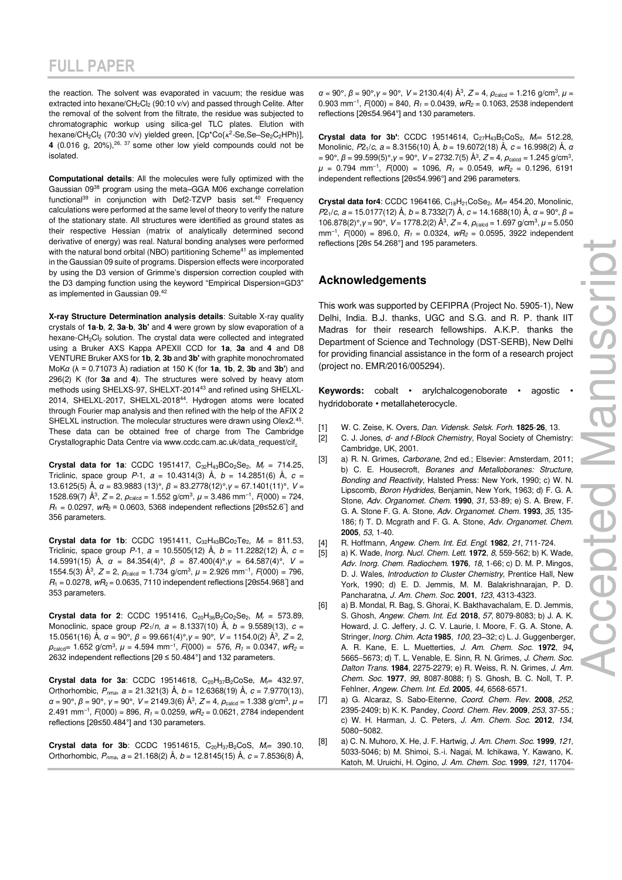the reaction. The solvent was evaporated in vacuum; the residue was extracted into hexane/$CH_2Cl_2$ (90:10 v/v) and passed through Celite. After the removal of the solvent from the filtrate, the residue was subjected to chromatographic workup using silica-gel TLC plates. Elution with hexane/$CH_2Cl_2$ (70:30 v/v) yielded green, [Cp*Co{κ$^2$-Se,Se–$Se_2C_2HPh$}], **4** (0.016 g, 20%),[26, 37] some other low yield compounds could not be isolated.

**Computational details**: All the molecules were fully optimized with the Gaussian 09[38] program using the meta–GGA M06 exchange correlation functional[39] in conjunction with Def2-TZVP basis set.[40] Frequency calculations were performed at the same level of theory to verify the nature of the stationary state. All structures were identified as ground states as their respective Hessian (matrix of analytically determined second derivative of energy) was real. Natural bonding analyses were performed with the natural bond orbital (NBO) partitioning Scheme[41] as implemented in the Gaussian 09 suite of programs. Dispersion effects were incorporated by using the D3 version of Grimme's dispersion correction coupled with the D3 damping function using the keyword "Empirical Dispersion=GD3" as implemented in Gaussian 09.[42]

**X-ray Structure Determination analysis details**: Suitable X-ray quality crystals of **1a**-**b**, **2**, **3a**-**b**, **3b'** and **4** were grown by slow evaporation of a hexane-$CH_2Cl_2$ solution. The crystal data were collected and integrated using a Bruker AXS Kappa APEXII CCD for **1a**, **3a** and **4** and D8 VENTURE Bruker AXS for **1b**, **2**, **3b** and **3b'** with graphite monochromated MoK$\alpha$ ($\lambda$ = 0.71073 Å) radiation at 150 K (for **1a**, **1b**, **2**, **3b** and **3b'**) and 296(2) K (for **3a** and **4**). The structures were solved by heavy atom methods using SHELXS-97, SHELXT-2014[43] and refined using SHELXL-2014, SHELXL-2017, SHELXL-2018[44]. Hydrogen atoms were located through Fourier map analysis and then refined with the help of the AFIX 2 SHELXL instruction. The molecular structures were drawn using Olex2.[45]. These data can be obtained free of charge from The Cambridge Crystallographic Data Centre via www.ccdc.cam.ac.uk/data_request/cif.

**Crystal data for 1a**: CCDC 1951417, $C_{32}H_{43}BCo_2Se_2$, $M_r$ = 714.25, Triclinic, space group *P*-1, $a$ = 10.4314(3) Å, $b$ = 14.2851(6) Å, $c$ = 13.6125(5) Å, $\alpha$ = 83.9883 (13)°, $\beta$ = 83.2778(12)°, $\gamma$ = 67.1401(11)°, $V$ = 1528.69(7) Å$^3$, $Z$ = 2, $\rho_{calcd}$ = 1.552 g/cm$^3$, $\mu$ = 3.486 mm$^{-1}$, $F$(000) = 724, $R_1$ = 0.0297, $wR_2$ = 0.0603, 5368 independent reflections [2θ≤52.6°] and 356 parameters.

**Crystal data for 1b**: CCDC 1951411, $C_{32}H_{43}BCo_2Te_2$, $M_r$ = 811.53, Triclinic, space group *P*-1, $a$ = 10.5505(12) Å, $b$ = 11.2282(12) Å, $c$ = 14.5991(15) Å, $\alpha$ = 84.354(4)°, $\beta$ = 87.400(4)°, $\gamma$ = 64.587(4)°, $V$ = 1554.5(3) Å$^3$, $Z$ = 2, $\rho_{calcd}$ = 1.734 g/cm$^3$, $\mu$ = 2.926 mm$^{-1}$, $F$(000) = 796, $R_1$ = 0.0278, $wR_2$ = 0.0635, 7110 independent reflections [2θ≤54.968°] and 353 parameters.

**Crystal data for 2**: CCDC 1951416, $C_{20}H_{36}B_2Co_2Se_2$, $M_r$ = 573.89, Monoclinic, space group $P2_1/n$, $a$ = 8.1337(10) Å, $b$ = 9.5589(13), $c$ = 15.0561(16) Å, $\alpha$ = 90°, $\beta$ = 99.661(4)°, $\gamma$ = 90°, $V$ = 1154.0(2) Å$^3$, $Z$ = 2, $\rho_{calcd}$= 1.652 g/cm$^3$, $\mu$ = 4.594 mm$^{-1}$, $F$(000) = 576, $R_1$ = 0.0347, $wR_2$ = 2632 independent reflections [2θ ≤ 50.484°] and 132 parameters.

**Crystal data for 3a**: CCDC 19514618, $C_{20}H_{37}B_2CoSe$, $M_r$= 432.97, Orthorhombic, $P_{nma}$, $a$ = 21.321(3) Å, $b$ = 12.6368(19) Å, $c$ = 7.9770(13), $\alpha$ = 90°, $\beta$ = 90°, $\gamma$ = 90°, $V$ = 2149.3(6) Å$^3$, $Z$ = 4, $\rho_{calcd}$ = 1.338 g/cm$^3$, $\mu$ = 2.491 mm$^{-1}$, $F$(000) = 896, $R_1$ = 0.0259, $wR_2$ = 0.0621, 2784 independent reflections [2θ≤50.484°] and 130 parameters.

**Crystal data for 3b**: CCDC 19514615, $C_{20}H_{37}B_2CoS$, $M_r$= 390.10, Orthorhombic, $P_{nma}$, $a$ = 21.168(2) Å, $b$ = 12.8145(15) Å, $c$ = 7.8536(8) Å, $\alpha$ = 90°, $\beta$ = 90°, $\gamma$ = 90°, $V$ = 2130.4(4) Å$^3$, $Z$ = 4, $\rho_{calcd}$ = 1.216 g/cm$^3$, $\mu$ = 0.903 mm$^{-1}$, $F$(000) = 840, $R_1$ = 0.0439, $wR_2$ = 0.1063, 2538 independent reflections [2θ≤54.964°] and 130 parameters.

**Crystal data for 3b'**: CCDC 19514614, $C_{27}H_{43}B_2CoS_2$, $M_r$= 512.28, Monolinic, $P2_1/c$, $a$ = 8.3156(10) Å, $b$ = 19.6072(18) Å, $c$ = 16.998(2) Å, $\alpha$ = 90°, $\beta$ = 99.599(5)°, $\gamma$ = 90°, $V$ = 2732.7(5) Å$^3$, $Z$ = 4, $\rho_{calcd}$ = 1.245 g/cm$^3$, $\mu$ = 0.794 mm$^{-1}$, $F$(000) = 1096, $R_1$ = 0.0549, $wR_2$ = 0.1296, 6191 independent reflections [2θ≤54.996°] and 296 parameters.

**Crystal data for4**: CCDC 1964166, $C_{18}H_{21}CoSe_2$, $M_r$= 454.20, Monolinic, $P2_1/c$, $a$ = 15.0177(12) Å, $b$ = 8.7332(7) Å, $c$ = 14.1688(10) Å, $\alpha$ = 90°, $\beta$ = 106.878(2)°, $\gamma$ = 90°, $V$ = 1778.2(2) Å$^3$, $Z$ = 4, $\rho_{calcd}$ = 1.697 g/cm$^3$, $\mu$ = 5.050 mm$^{-1}$, $F$(000) = 896.0, $R_1$ = 0.0324, $wR_2$ = 0.0595, 3922 independent reflections [2θ≤ 54.268°] and 195 parameters.

## Acknowledgements

This work was supported by CEFIPRA (Project No. 5905-1), New Delhi, India. B.J. thanks, UGC and S.G. and R. P. thank IIT Madras for their research fellowships. A.K.P. thanks the Department of Science and Technology (DST-SERB), New Delhi for providing financial assistance in the form of a research project (project no. EMR/2016/005294).

**Keywords:** cobalt • arylchalcogenoborate • agostic • hydridoborate • metallaheterocycle.

[1] W. C. Zeise, K. Overs, *Dan. Vidensk. Selsk. Forh.* **1825**-**26**, 13.
[2] C. J. Jones, *d- and f-Block Chemistry*, Royal Society of Chemistry: Cambridge, UK, 2001.
[3] a) R. N. Grimes, *Carborane*, 2nd ed.; Elsevier: Amsterdam, 2011; b) C. E. Housecroft, *Boranes and Metalloboranes: Structure, Bonding and Reactivity*, Halsted Press: New York, 1990; c) W. N. Lipscomb, *Boron Hydrides*, Benjamin, New York, 1963; d) F. G. A. Stone, *Adv. Organomet. Chem.* **1990**, *31*, 53-89; e) S. A. Brew, F. G. A. Stone F. G. A. Stone, *Adv. Organomet. Chem.* **1993**, *35*, 135-186; f) T. D. Mcgrath and F. G. A. Stone, *Adv. Organomet. Chem.* **2005**, *53*, 1-40.
[4] R. Hoffmann, *Angew. Chem. Int. Ed. Engl.* **1982**, *21*, 711-724.
[5] a) K. Wade, *Inorg. Nucl. Chem. Lett.* **1972**, *8*, 559-562; b) K. Wade, *Adv. Inorg. Chem. Radiochem.* **1976**, *18*, 1-66; c) D. M. P. Mingos, D. J. Wales, *Introduction to Cluster Chemistry*, Prentice Hall, New York, 1990; d) E. D. Jemmis, M. M. Balakrishnarajan, P. D. Pancharatna, *J. Am. Chem. Soc.* **2001**, *123*, 4313-4323.
[6] a) B. Mondal, R. Bag, S. Ghorai, K. Bakthavachalam, E. D. Jemmis, S. Ghosh, *Angew. Chem. Int. Ed.* **2018**, *57*, 8079-8083; b) J. A. K. Howard, J. C. Jeffery, J. C. V. Laurie, I. Moore, F. G. A. Stone, A. Stringer, *Inorg. Chim. Acta* **1985**, *100*, 23–32; c) L. J. Guggenberger, A. R. Kane, E. L. Muetterties, *J. Am. Chem. Soc.* **1972**, *94*, 5665–5673; d) T. L. Venable, E. Sinn, R. N. Grimes, *J. Chem. Soc. Dalton Trans.* **1984**, 2275-2279; e) R. Weiss, R. N. Grimes, *J. Am. Chem. Soc.* **1977**, *99*, 8087-8088; f) S. Ghosh, B. C. Noll, T. P. Fehlner, *Angew. Chem. Int. Ed.* **2005**, *44*, 6568-6571.
[7] a) G. Alcaraz, S. Sabo-Eitenne, *Coord. Chem. Rev.* **2008**, *252*, 2395-2409; b) K. K. Pandey, *Coord. Chem. Rev.* **2009**, *253*, 37-55.; c) W. H. Harman, J. C. Peters, *J. Am. Chem. Soc.* **2012**, *134*, 5080−5082.
[8] a) C. N. Muhoro, X. He, J. F. Hartwig, *J. Am. Chem. Soc.* **1999**, *121*, 5033-5046; b) M. Shimoi, S.-i. Nagai, M. Ichikawa, Y. Kawano, K. Katoh, M. Uruichi, H. Ogino, *J. Am. Chem. Soc.* **1999**, *121*, 11704-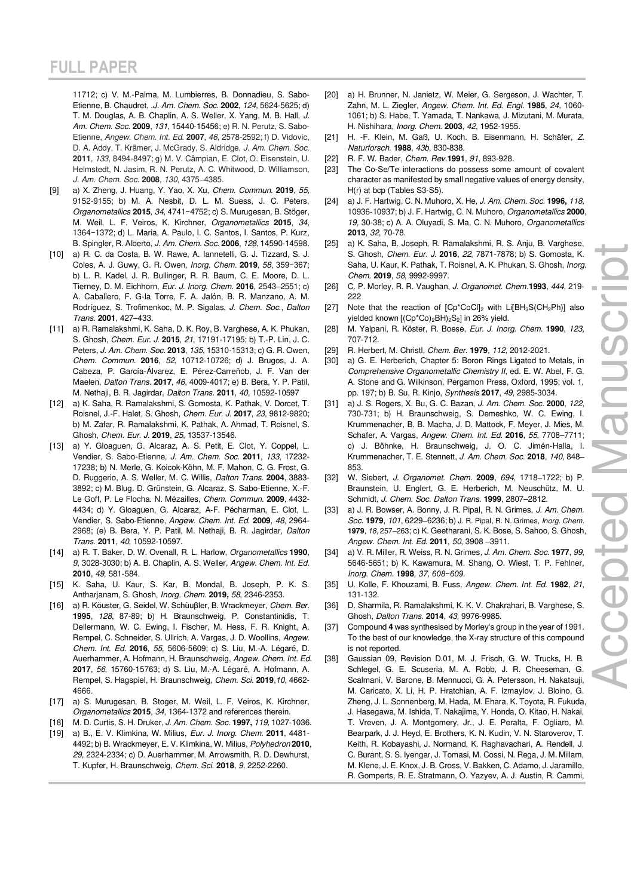11712; c) V. M.-Palma, M. Lumbierres, B. Donnadieu, S. Sabo-Etienne, B. Chaudret, *J. Am. Chem. Soc.* **2002**, *124*, 5624-5625; d) T. M. Douglas, A. B. Chaplin, A. S. Weller, X. Yang, M. B. Hall, *J. Am. Chem. Soc.* **2009**, *131*, 15440-15456; e) R. N. Perutz, S. Sabo-Etienne, *Angew. Chem. Int. Ed.* **2007**, *46*, 2578-2592; f) D. Vidovic, D. A. Addy, T. Krämer, J. McGrady, S. Aldridge, *J. Am. Chem. Soc.* **2011**, *133*, 8494-8497; g) M. V. Câmpian, E. Clot, O. Eisenstein, U. Helmstedt, N. Jasim, R. N. Perutz, A. C. Whitwood, D. Williamson, *J. Am. Chem. Soc.* **2008**, *130*, 4375–4385.

[9] a) X. Zheng, J. Huang, Y. Yao, X. Xu, *Chem. Commun.* **2019**, *55*, 9152-9155; b) M. A. Nesbit, D. L. M. Suess, J. C. Peters, *Organometallics* **2015**, *34*, 4741−4752; c) S. Murugesan, B. Stöger, M. Weil, L. F. Veiros, K. Kirchner, *Organometallics* **2015**, *34*, 1364−1372; d) L. Maria, A. Paulo, I. C. Santos, I. Santos, P. Kurz, B. Spingler, R. Alberto, *J. Am. Chem. Soc.* **2006**, *128*, 14590-14598.

[10] a) R. C. da Costa, B. W. Rawe, A. Iannetelli, G. J. Tizzard, S. J. Coles, A. J. Guwy, G. R. Owen, *Inorg. Chem.* **2019**, *58*, 359−367; b) L. R. Kadel, J. R. Bullinger, R. R. Baum, C. E. Moore, D. L. Tierney, D. M. Eichhorn, *Eur. J. Inorg. Chem.* **2016**, 2543–2551; c) A. Caballero, F. G-la Torre, F. A. Jalón, B. R. Manzano, A. M. Rodríguez, S. Trofimenkoc, M. P. Sigalas, *J. Chem. Soc., Dalton Trans.* **2001**, 427–433.

[11] a) R. Ramalakshmi, K. Saha, D. K. Roy, B. Varghese, A. K. Phukan, S. Ghosh, *Chem. Eur. J.* **2015**, *21*, 17191-17195; b) T.-P. Lin, J. C. Peters, *J. Am. Chem. Soc.* **2013**, *135*, 15310-15313; c) G. R. Owen, *Chem. Commun.* **2016**, *52*, 10712-10726; d) J. Brugos, J. A. Cabeza, P. García-Álvarez, E. Pérez-Carreñob, J. F. Van der Maelen, *Dalton Trans.* **2017**, *46*, 4009-4017; e) B. Bera, Y. P. Patil, M. Nethaji, B. R. Jagirdar, *Dalton Trans.* **2011**, *40*, 10592-10597

[12] a) K. Saha, R. Ramalakshmi, S. Gomosta, K. Pathak, V. Dorcet, T. Roisnel, J.-F. Halet, S. Ghosh, *Chem. Eur. J.* **2017**, *23*, 9812-9820; b) M. Zafar, R. Ramalakshmi, K. Pathak, A. Ahmad, T. Roisnel, S. Ghosh, *Chem. Eur. J.* **2019**, *25*, 13537-13546.

[13] a) Y. Gloaguen, G. Alcaraz, A. S. Petit, E. Clot, Y. Coppel, L. Vendier, S. Sabo-Etienne, *J. Am. Chem. Soc.* **2011**, *133*, 17232-17238; b) N. Merle, G. Koicok-Köhn, M. F. Mahon, C. G. Frost, G. D. Ruggerio, A. S. Weller, M. C. Willis, *Dalton Trans.* **2004**, 3883-3892; c) M. Blug, D. Grünstein, G. Alcaraz, S. Sabo-Etienne, X.-F. Le Goff, P. Le Flocha. N. Mézailles, *Chem. Commun.* **2009**, 4432-4434; d) Y. Gloaguen, G. Alcaraz, A-F. Pécharman, E. Clot, L. Vendier, S. Sabo-Etienne, *Angew. Chem. Int. Ed.* **2009**, *48*, 2964-2968; (e) B. Bera, Y. P. Patil, M. Nethaji, B. R. Jagirdar, *Dalton Trans.* **2011**, *40*, 10592-10597.

[14] a) R. T. Baker, D. W. Ovenall, R. L. Harlow, *Organometallics* **1990**, *9*, 3028-3030; b) A. B. Chaplin, A. S. Weller, *Angew. Chem. Int. Ed.* **2010**, *49*, 581-584.

[15] K. Saha, U. Kaur, S. Kar, B. Mondal, B. Joseph, P. K. S. Antharjanam, S. Ghosh, *Inorg. Chem.* **2019,** *58*, 2346-2353.

[16] a) R. Köuster, G. Seidel, W. Schüβler, B. Wrackmeyer, *Chem. Ber.* **1995**, *128*, 87-89; b) H. Braunschweig, P. Constantinidis, T. Dellermann, W. C. Ewing, I. Fischer, M. Hess, F. R. Knight, A. Rempel, C. Schneider, S. Ullrich, A. Vargas, J. D. Woollins, *Angew. Chem. Int. Ed.* **2016**, *55*, 5606-5609; c) S. Liu, M.-A. Légaré, D. Auerhammer, A. Hofmann, H. Braunschweig, *Angew. Chem. Int. Ed.* **2017**, *56*, 15760-15763; d) S. Liu, M.-A. Légaré, A. Hofmann, A. Rempel, S. Hagspiel, H. Braunschweig, *Chem. Sci.* **2019**,*10*, 4662-4666.

[17] a) S. Murugesan, B. Stoger, M. Weil, L. F. Veiros, K. Kirchner, *Organometallics* **2015**, *34*, 1364-1372 and references therein.

[18] M. D. Curtis, S. H. Druker, *J. Am. Chem. Soc.* **1997,** *119*, 1027-1036.

[19] a) B., E. V. Klimkina, W. Milius, *Eur. J. Inorg. Chem.* **2011**, 4481-4492; b) B. Wrackmeyer, E. V. Klimkina, W. Milius, *Polyhedron* **2010**, *29*, 2324-2334; c) D. Auerhammer, M. Arrowsmith, R. D. Dewhurst, T. Kupfer, H. Braunschweig, *Chem. Sci.* **2018**, *9*, 2252-2260.

[20] a) H. Brunner, N. Janietz, W. Meier, G. Sergeson, J. Wachter, T. Zahn, M. L. Ziegler, *Angew. Chem. Int. Ed. Engl.* **1985**, *24*, 1060-1061; b) S. Habe, T. Yamada, T. Nankawa, J. Mizutani, M. Murata, H. Nishihara, *Inorg. Chem.* **2003**, *42*, 1952-1955.

[21] H. -F. Klein, M. Gaß, U. Koch. B. Eisenmann, H. Schäfer, *Z. Naturforsch.* **1988**, *43b*, 830-838.

[22] R. F. W. Bader, *Chem. Rev.***1991**, *91*, 893-928.

[23] The Co-Se/Te interactions do possess some amount of covalent character as manifested by small negative values of energy density, H(r) at bcp (Tables S3-S5).

[24] a) J. F. Hartwig, C. N. Muhoro, X. He, *J. Am. Chem. Soc.* **1996,** *118*, 10936-10937; b) J. F. Hartwig, C. N. Muhoro, *Organometallics* **2000**, *19*, 30-38; c) A. A. Oluyadi, S. Ma, C. N. Muhoro, *Organometallics* **2013**, *32*, 70-78.

[25] a) K. Saha, B. Joseph, R. Ramalakshmi, R. S. Anju, B. Varghese, S. Ghosh, *Chem. Eur. J.* **2016**, *22*, 7871-7878; b) S. Gomosta, K. Saha, U. Kaur, K. Pathak, T. Roisnel, A. K. Phukan, S. Ghosh, *Inorg. Chem.* **2019**, *58*, 9992-9997.

[26] C. P. Morley, R. R. Vaughan, *J. Organomet. Chem.***1993**, *444*, 219-222

[27] Note that the reaction of $[Cp^{*}CoCl]_2$ with $Li[BH_3S(CH_2Ph)]$ also yielded known $[(Cp^{*}Co)_2BH)_2S_2]$ in 26% yield.

[28] M. Yalpani, R. Köster, R. Boese, *Eur. J. Inorg. Chem.* **1990**, *123*, 707-712.

[29] R. Herbert, M. Christl, *Chem. Ber.* **1979**, *112*, 2012-2021.

[30] a) G. E. Herberich, Chapter 5: Boron Rings Ligated to Metals, in *Comprehensive Organometallic Chemistry II*, ed. E. W. Abel, F. G. A. Stone and G. Wilkinson, Pergamon Press, Oxford, 1995; vol. 1, pp. 197; b) B. Su, R. Kinjo, *Synthesis* **2017**, *49*, 2985-3034.

[31] a) J. S. Rogers, X. Bu, G. C. Bazan, *J. Am. Chem. Soc.* **2000**, *122*, 730-731; b) H. Braunschweig, S. Demeshko, W. C. Ewing, I. Krummenacher, B. B. Macha, J. D. Mattock, F. Meyer, J. Mies, M. Schafer, A. Vargas, *Angew. Chem. Int. Ed.* **2016**, *55*, 7708–7711; c) J. Böhnke, H. Braunschweig, J. O. C. Jimén-Halla, I. Krummenacher, T. E. Stennett, *J. Am. Chem. Soc.* **2018**, *140*, 848–853.

[32] W. Siebert, *J. Organomet. Chem.* **2009**, *694*, 1718–1722; b) P. Braunstein, U. Englert, G. E. Herberich, M. Neuschütz, M. U. Schmidt, *J. Chem. Soc. Dalton Trans.* **1999**, 2807–2812.

[33] a) J. R. Bowser, A. Bonny, J. R. Pipal, R. N. Grimes, *J. Am. Chem. Soc.* **1979**, *101*, 6229–6236; b) J. R. Pipal, R. N. Grimes, *Inorg. Chem.* **1979**, *18*, 257–263; c) K. Geetharani, S. K. Bose, S. Sahoo, S. Ghosh, *Angew. Chem. Int. Ed.* **2011**, *50*, 3908 –3911.

[34] a) V. R. Miller, R. Weiss, R. N. Grimes, *J. Am. Chem. Soc.* **1977**, *99*, 5646-5651; b) K. Kawamura, M. Shang, O. Wiest, T. P. Fehlner, *Inorg. Chem.* **1998**, *37*, *608−609*.

[35] U. Kolle, F. Khouzami, B. Fuss, *Angew. Chem. Int. Ed.* **1982**, *21*, 131-132.

[36] D. Sharmila, R. Ramalakshmi, K. K. V. Chakrahari, B. Varghese, S. Ghosh, *Dalton Trans.* **2014**, *43*, 9976-9985.

[37] Compound **4** was synthesised by Morley's group in the year of 1991. To the best of our knowledge, the X-ray structure of this compound is not reported.

[38] Gaussian 09, Revision D.01, M. J. Frisch, G. W. Trucks, H. B. Schlegel, G. E. Scuseria, M. A. Robb, J. R. Cheeseman, G. Scalmani, V. Barone, B. Mennucci, G. A. Petersson, H. Nakatsuji, M. Caricato, X. Li, H. P. Hratchian, A. F. Izmaylov, J. Bloino, G. Zheng, J. L. Sonnenberg, M. Hada, M. Ehara, K. Toyota, R. Fukuda, J. Hasegawa, M. Ishida, T. Nakajima, Y. Honda, O. Kitao, H. Nakai, T. Vreven, J. A. Montgomery, Jr., J. E. Peralta, F. Ogliaro, M. Bearpark, J. J. Heyd, E. Brothers, K. N. Kudin, V. N. Staroverov, T. Keith, R. Kobayashi, J. Normand, K. Raghavachari, A. Rendell, J. C. Burant, S. S. Iyengar, J. Tomasi, M. Cossi, N. Rega, J. M. Millam, M. Klene, J. E. Knox, J. B. Cross, V. Bakken, C. Adamo, J. Jaramillo, R. Gomperts, R. E. Stratmann, O. Yazyev, A. J. Austin, R. Cammi,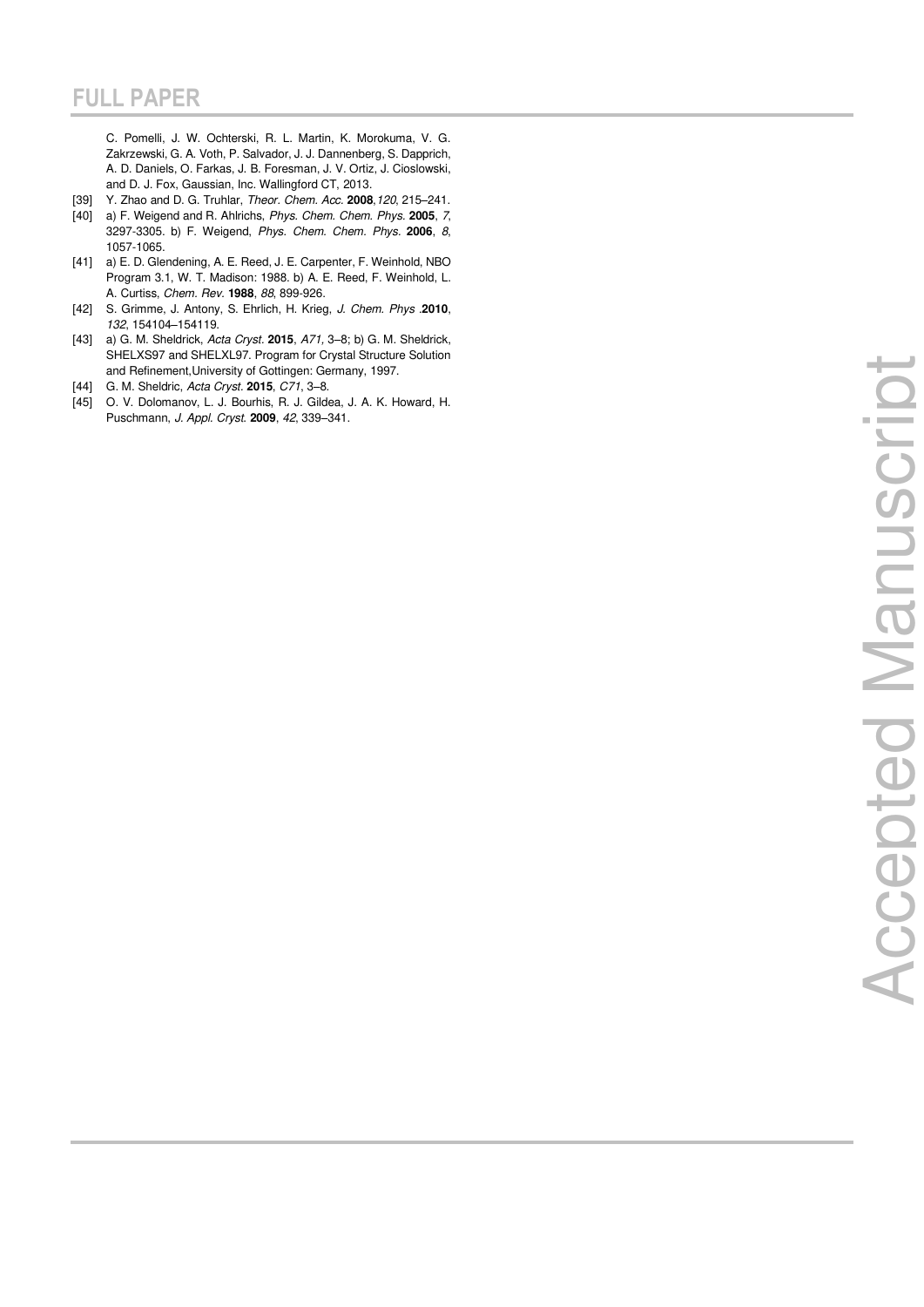C. Pomelli, J. W. Ochterski, R. L. Martin, K. Morokuma, V. G. Zakrzewski, G. A. Voth, P. Salvador, J. J. Dannenberg, S. Dapprich, A. D. Daniels, O. Farkas, J. B. Foresman, J. V. Ortiz, J. Cioslowski, and D. J. Fox, Gaussian, Inc. Wallingford CT, 2013.

[39] Y. Zhao and D. G. Truhlar, *Theor. Chem. Acc.* **2008**, *120*, 215–241.

[40] a) F. Weigend and R. Ahlrichs, *Phys. Chem. Chem. Phys.* **2005**, *7*, 3297-3305. b) F. Weigend, *Phys. Chem. Chem. Phys.* **2006**, *8*, 1057-1065.

[41] a) E. D. Glendening, A. E. Reed, J. E. Carpenter, F. Weinhold, NBO Program 3.1, W. T. Madison: 1988. b) A. E. Reed, F. Weinhold, L. A. Curtiss, *Chem. Rev.* **1988**, *88*, 899-926.

[42] S. Grimme, J. Antony, S. Ehrlich, H. Krieg, *J. Chem. Phys* .**2010**, *132*, 154104–154119.

[43] a) G. M. Sheldrick, *Acta Cryst.* **2015**, *A71,* 3–8; b) G. M. Sheldrick, SHELXS97 and SHELXL97. Program for Crystal Structure Solution and Refinement,University of Gottingen: Germany, 1997.

[44] G. M. Sheldric, *Acta Cryst.* **2015**, *C71*, 3–8.

[45] O. V. Dolomanov, L. J. Bourhis, R. J. Gildea, J. A. K. Howard, H. Puschmann, *J. Appl. Cryst.* **2009**, *42*, 339–341.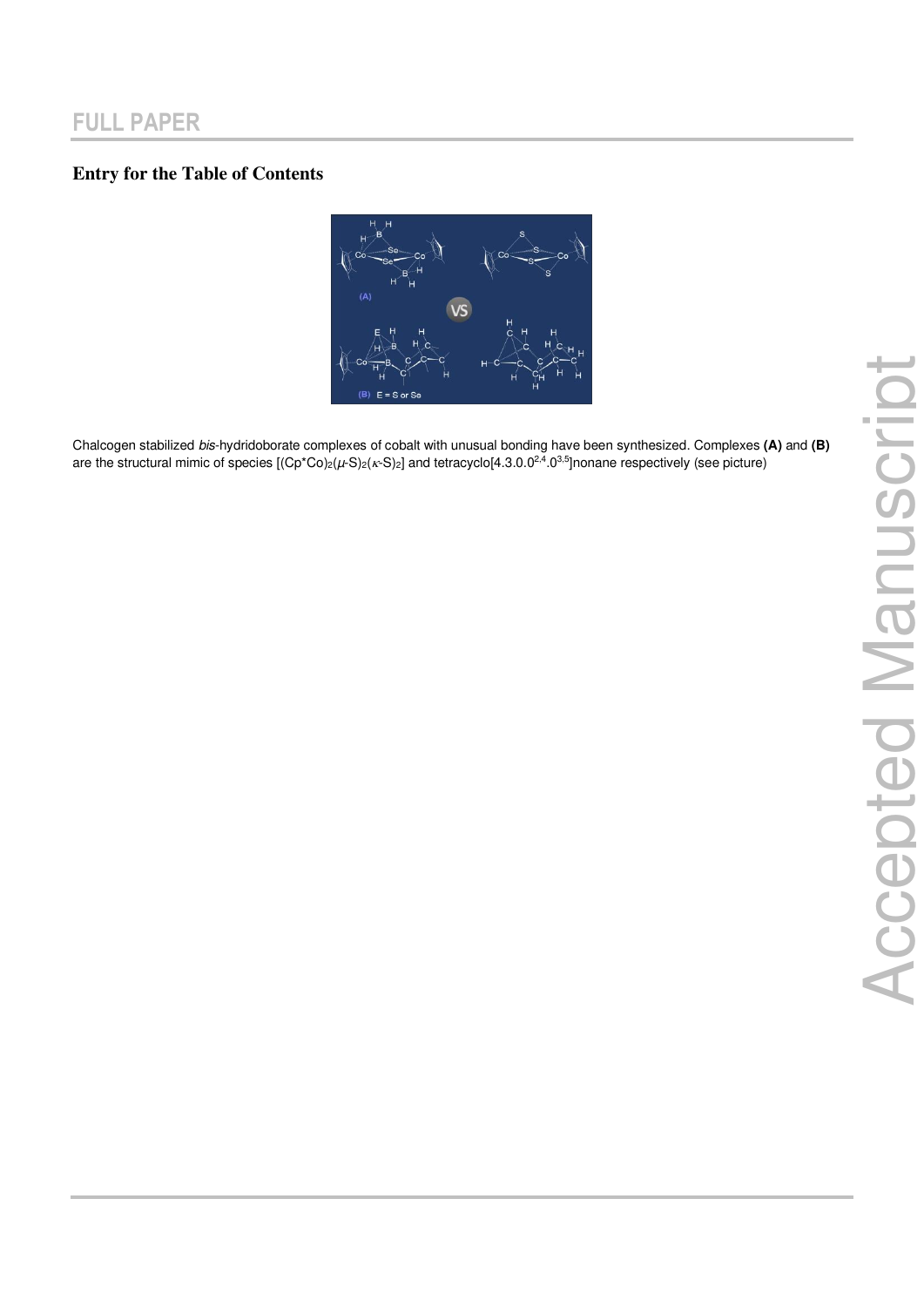## Entry for the Table of Contents

Chalcogen stabilized *bis*-hydridoborate complexes of cobalt with unusual bonding have been synthesized. Complexes **(A)** and **(B)** are the structural mimic of species $[(Cp^*Co)_2(\mu\text{-}S)_2(\kappa\text{-}S)_2]$ and tetracyclo$[4.3.0.0^{2,4}.0^{3,5}]$nonane respectively (see picture)